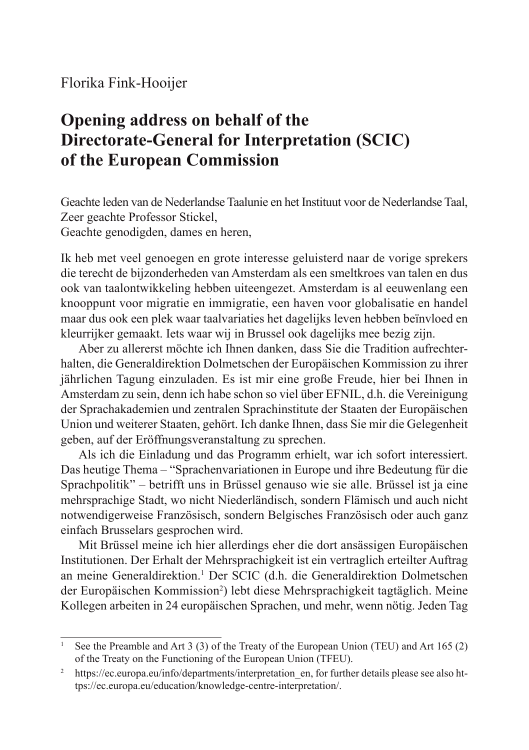Florika Fink-Hooijer

# Opening address on behalf of the Directorate-General for Interpretation (SCIC) of the European Commission

Geachte leden van de Nederlandse Taalunie en het Instituut voor de Nederlandse Taal,
Zeer geachte Professor Stickel,
Geachte genodigden, dames en heren,

Ik heb met veel genoegen en grote interesse geluisterd naar de vorige sprekers die terecht de bijzonderheden van Amsterdam als een smeltkroes van talen en dus ook van taalontwikkeling hebben uiteengezet. Amsterdam is al eeuwenlang een knooppunt voor migratie en immigratie, een haven voor globalisatie en handel maar dus ook een plek waar taalvariaties het dagelijks leven hebben beïnvloed en kleurrijker gemaakt. Iets waar wij in Brussel ook dagelijks mee bezig zijn.

Aber zu allererst möchte ich Ihnen danken, dass Sie die Tradition aufrechterhalten, die Generaldirektion Dolmetschen der Europäischen Kommission zu ihrer jährlichen Tagung einzuladen. Es ist mir eine große Freude, hier bei Ihnen in Amsterdam zu sein, denn ich habe schon so viel über EFNIL, d.h. die Vereinigung der Sprachakademien und zentralen Sprachinstitute der Staaten der Europäischen Union und weiterer Staaten, gehört. Ich danke Ihnen, dass Sie mir die Gelegenheit geben, auf der Eröffnungsveranstaltung zu sprechen.

Als ich die Einladung und das Programm erhielt, war ich sofort interessiert. Das heutige Thema – "Sprachenvariationen in Europe und ihre Bedeutung für die Sprachpolitik" – betrifft uns in Brüssel genauso wie sie alle. Brüssel ist ja eine mehrsprachige Stadt, wo nicht Niederländisch, sondern Flämisch und auch nicht notwendigerweise Französisch, sondern Belgisches Französisch oder auch ganz einfach Brusselars gesprochen wird.

Mit Brüssel meine ich hier allerdings eher die dort ansässigen Europäischen Institutionen. Der Erhalt der Mehrsprachigkeit ist ein vertraglich erteilter Auftrag an meine Generaldirektion.[1] Der SCIC (d.h. die Generaldirektion Dolmetschen der Europäischen Kommission[2]) lebt diese Mehrsprachigkeit tagtäglich. Meine Kollegen arbeiten in 24 europäischen Sprachen, und mehr, wenn nötig. Jeden Tag

---

[1] See the Preamble and Art 3 (3) of the Treaty of the European Union (TEU) and Art 165 (2) of the Treaty on the Functioning of the European Union (TFEU).

[2] https://ec.europa.eu/info/departments/interpretation_en, for further details please see also https://ec.europa.eu/education/knowledge-centre-interpretation/.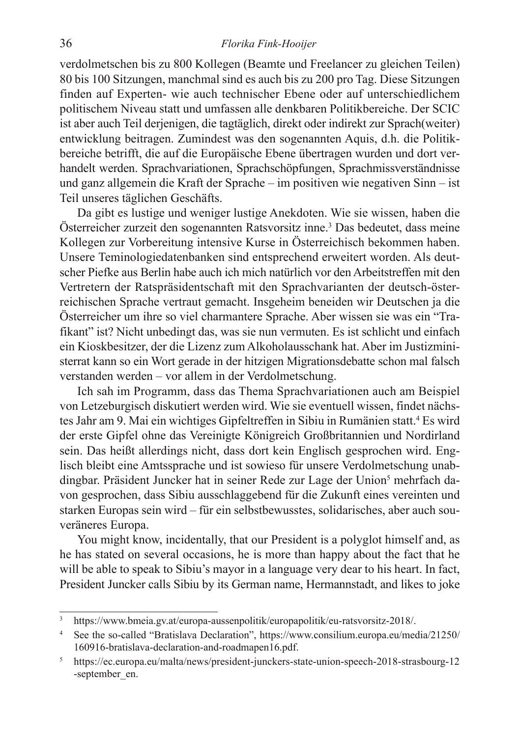verdolmetschen bis zu 800 Kollegen (Beamte und Freelancer zu gleichen Teilen) 80 bis 100 Sitzungen, manchmal sind es auch bis zu 200 pro Tag. Diese Sitzungen finden auf Experten- wie auch technischer Ebene oder auf unterschiedlichem politischem Niveau statt und umfassen alle denkbaren Politikbereiche. Der SCIC ist aber auch Teil derjenigen, die tagtäglich, direkt oder indirekt zur Sprach(weiter) entwicklung beitragen. Zumindest was den sogenannten Aquis, d.h. die Politikbereiche betrifft, die auf die Europäische Ebene übertragen wurden und dort verhandelt werden. Sprachvariationen, Sprachschöpfungen, Sprachmissverständnisse und ganz allgemein die Kraft der Sprache – im positiven wie negativen Sinn – ist Teil unseres täglichen Geschäfts.

Da gibt es lustige und weniger lustige Anekdoten. Wie sie wissen, haben die Österreicher zurzeit den sogenannten Ratsvorsitz inne.[3] Das bedeutet, dass meine Kollegen zur Vorbereitung intensive Kurse in Österreichisch bekommen haben. Unsere Teminologiedatenbanken sind entsprechend erweitert worden. Als deutscher Piefke aus Berlin habe auch ich mich natürlich vor den Arbeitstreffen mit den Vertretern der Ratspräsidentschaft mit den Sprachvarianten der deutsch-österreichischen Sprache vertraut gemacht. Insgeheim beneiden wir Deutschen ja die Österreicher um ihre so viel charmantere Sprache. Aber wissen sie was ein "Trafikant" ist? Nicht unbedingt das, was sie nun vermuten. Es ist schlicht und einfach ein Kioskbesitzer, der die Lizenz zum Alkoholausschank hat. Aber im Justizministerrat kann so ein Wort gerade in der hitzigen Migrationsdebatte schon mal falsch verstanden werden – vor allem in der Verdolmetschung.

Ich sah im Programm, dass das Thema Sprachvariationen auch am Beispiel von Letzeburgisch diskutiert werden wird. Wie sie eventuell wissen, findet nächstes Jahr am 9. Mai ein wichtiges Gipfeltreffen in Sibiu in Rumänien statt.[4] Es wird der erste Gipfel ohne das Vereinigte Königreich Großbritannien und Nordirland sein. Das heißt allerdings nicht, dass dort kein Englisch gesprochen wird. Englisch bleibt eine Amtssprache und ist sowieso für unsere Verdolmetschung unabdingbar. Präsident Juncker hat in seiner Rede zur Lage der Union[5] mehrfach davon gesprochen, dass Sibiu ausschlaggebend für die Zukunft eines vereinten und starken Europas sein wird – für ein selbstbewusstes, solidarisches, aber auch souveräneres Europa.

You might know, incidentally, that our President is a polyglot himself and, as he has stated on several occasions, he is more than happy about the fact that he will be able to speak to Sibiu's mayor in a language very dear to his heart. In fact, President Juncker calls Sibiu by its German name, Hermannstadt, and likes to joke

---

[3] https://www.bmeia.gv.at/europa-aussenpolitik/europapolitik/eu-ratsvorsitz-2018/.

[4] See the so-called "Bratislava Declaration", https://www.consilium.europa.eu/media/21250/160916-bratislava-declaration-and-roadmapen16.pdf.

[5] https://ec.europa.eu/malta/news/president-junckers-state-union-speech-2018-strasbourg-12-september_en.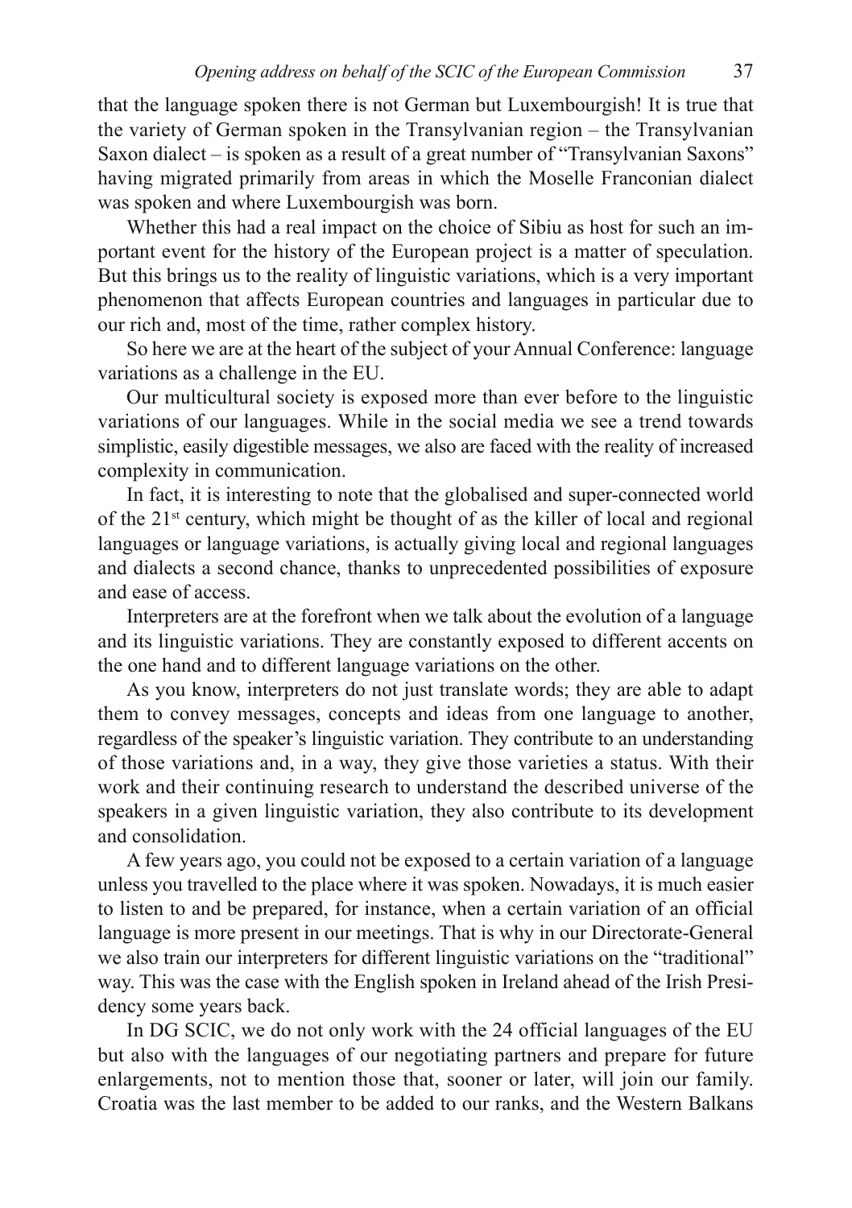that the language spoken there is not German but Luxembourgish! It is true that the variety of German spoken in the Transylvanian region – the Transylvanian Saxon dialect – is spoken as a result of a great number of "Transylvanian Saxons" having migrated primarily from areas in which the Moselle Franconian dialect was spoken and where Luxembourgish was born.

Whether this had a real impact on the choice of Sibiu as host for such an important event for the history of the European project is a matter of speculation. But this brings us to the reality of linguistic variations, which is a very important phenomenon that affects European countries and languages in particular due to our rich and, most of the time, rather complex history.

So here we are at the heart of the subject of your Annual Conference: language variations as a challenge in the EU.

Our multicultural society is exposed more than ever before to the linguistic variations of our languages. While in the social media we see a trend towards simplistic, easily digestible messages, we also are faced with the reality of increased complexity in communication.

In fact, it is interesting to note that the globalised and super-connected world of the 21st century, which might be thought of as the killer of local and regional languages or language variations, is actually giving local and regional languages and dialects a second chance, thanks to unprecedented possibilities of exposure and ease of access.

Interpreters are at the forefront when we talk about the evolution of a language and its linguistic variations. They are constantly exposed to different accents on the one hand and to different language variations on the other.

As you know, interpreters do not just translate words; they are able to adapt them to convey messages, concepts and ideas from one language to another, regardless of the speaker's linguistic variation. They contribute to an understanding of those variations and, in a way, they give those varieties a status. With their work and their continuing research to understand the described universe of the speakers in a given linguistic variation, they also contribute to its development and consolidation.

A few years ago, you could not be exposed to a certain variation of a language unless you travelled to the place where it was spoken. Nowadays, it is much easier to listen to and be prepared, for instance, when a certain variation of an official language is more present in our meetings. That is why in our Directorate-General we also train our interpreters for different linguistic variations on the "traditional" way. This was the case with the English spoken in Ireland ahead of the Irish Presidency some years back.

In DG SCIC, we do not only work with the 24 official languages of the EU but also with the languages of our negotiating partners and prepare for future enlargements, not to mention those that, sooner or later, will join our family. Croatia was the last member to be added to our ranks, and the Western Balkans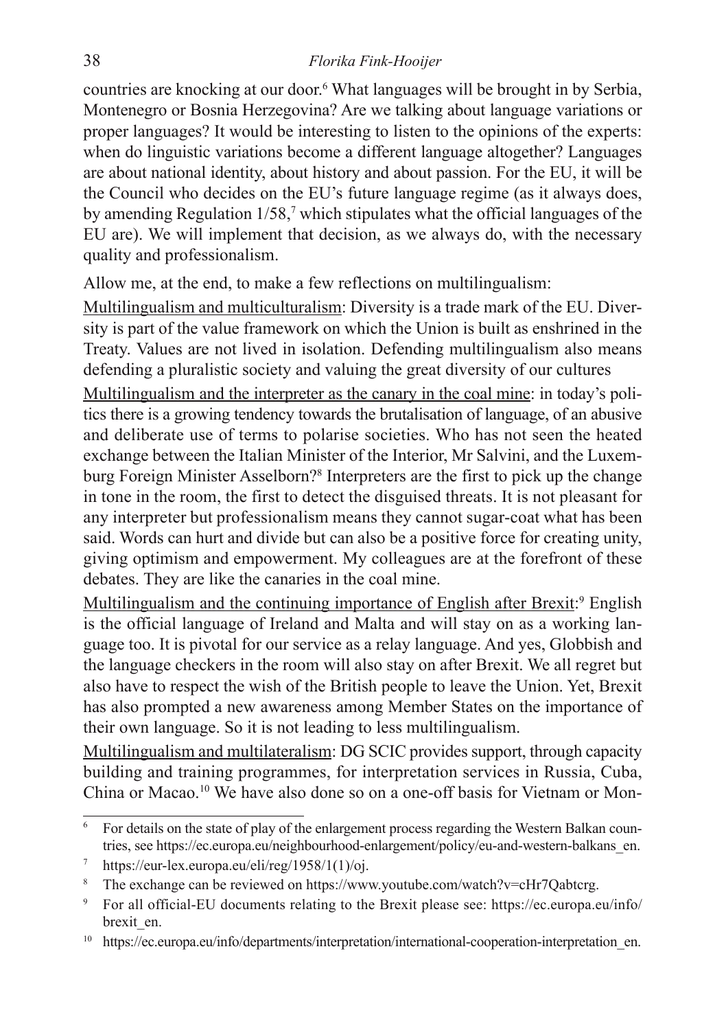countries are knocking at our door.[6] What languages will be brought in by Serbia, Montenegro or Bosnia Herzegovina? Are we talking about language variations or proper languages? It would be interesting to listen to the opinions of the experts: when do linguistic variations become a different language altogether? Languages are about national identity, about history and about passion. For the EU, it will be the Council who decides on the EU's future language regime (as it always does, by amending Regulation 1/58,[7] which stipulates what the official languages of the EU are). We will implement that decision, as we always do, with the necessary quality and professionalism.

Allow me, at the end, to make a few reflections on multilingualism:

<u>Multilingualism and multiculturalism</u>: Diversity is a trade mark of the EU. Diversity is part of the value framework on which the Union is built as enshrined in the Treaty. Values are not lived in isolation. Defending multilingualism also means defending a pluralistic society and valuing the great diversity of our cultures

<u>Multilingualism and the interpreter as the canary in the coal mine</u>: in today's politics there is a growing tendency towards the brutalisation of language, of an abusive and deliberate use of terms to polarise societies. Who has not seen the heated exchange between the Italian Minister of the Interior, Mr Salvini, and the Luxemburg Foreign Minister Asselborn?[8] Interpreters are the first to pick up the change in tone in the room, the first to detect the disguised threats. It is not pleasant for any interpreter but professionalism means they cannot sugar-coat what has been said. Words can hurt and divide but can also be a positive force for creating unity, giving optimism and empowerment. My colleagues are at the forefront of these debates. They are like the canaries in the coal mine.

<u>Multilingualism and the continuing importance of English after Brexit</u>:[9] English is the official language of Ireland and Malta and will stay on as a working language too. It is pivotal for our service as a relay language. And yes, Globbish and the language checkers in the room will also stay on after Brexit. We all regret but also have to respect the wish of the British people to leave the Union. Yet, Brexit has also prompted a new awareness among Member States on the importance of their own language. So it is not leading to less multilingualism.

<u>Multilingualism and multilateralism</u>: DG SCIC provides support, through capacity building and training programmes, for interpretation services in Russia, Cuba, China or Macao.[10] We have also done so on a one-off basis for Vietnam or Mon-

---

[6] For details on the state of play of the enlargement process regarding the Western Balkan countries, see https://ec.europa.eu/neighbourhood-enlargement/policy/eu-and-western-balkans_en.

[7] https://eur-lex.europa.eu/eli/reg/1958/1(1)/oj.

[8] The exchange can be reviewed on https://www.youtube.com/watch?v=cHr7Qabtcrg.

[9] For all official-EU documents relating to the Brexit please see: https://ec.europa.eu/info/brexit_en.

[10] https://ec.europa.eu/info/departments/interpretation/international-cooperation-interpretation_en.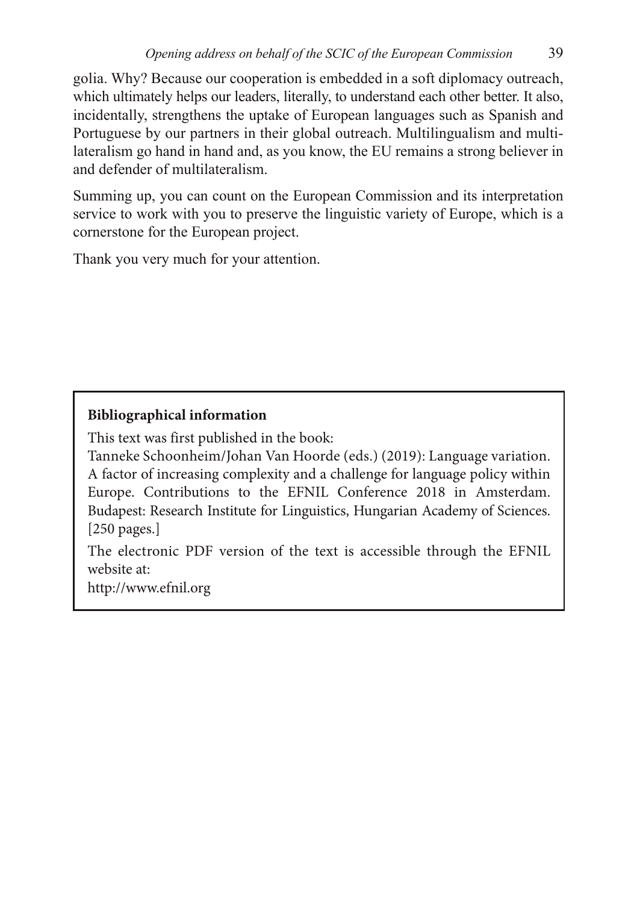golia. Why? Because our cooperation is embedded in a soft diplomacy outreach, which ultimately helps our leaders, literally, to understand each other better. It also, incidentally, strengthens the uptake of European languages such as Spanish and Portuguese by our partners in their global outreach. Multilingualism and multilateralism go hand in hand and, as you know, the EU remains a strong believer in and defender of multilateralism.

Summing up, you can count on the European Commission and its interpretation service to work with you to preserve the linguistic variety of Europe, which is a cornerstone for the European project.

Thank you very much for your attention.

**Bibliographical information**

This text was first published in the book:
Tanneke Schoonheim/Johan Van Hoorde (eds.) (2019): Language variation. A factor of increasing complexity and a challenge for language policy within Europe. Contributions to the EFNIL Conference 2018 in Amsterdam. Budapest: Research Institute for Linguistics, Hungarian Academy of Sciences. [250 pages.]

The electronic PDF version of the text is accessible through the EFNIL website at:
http://www.efnil.org